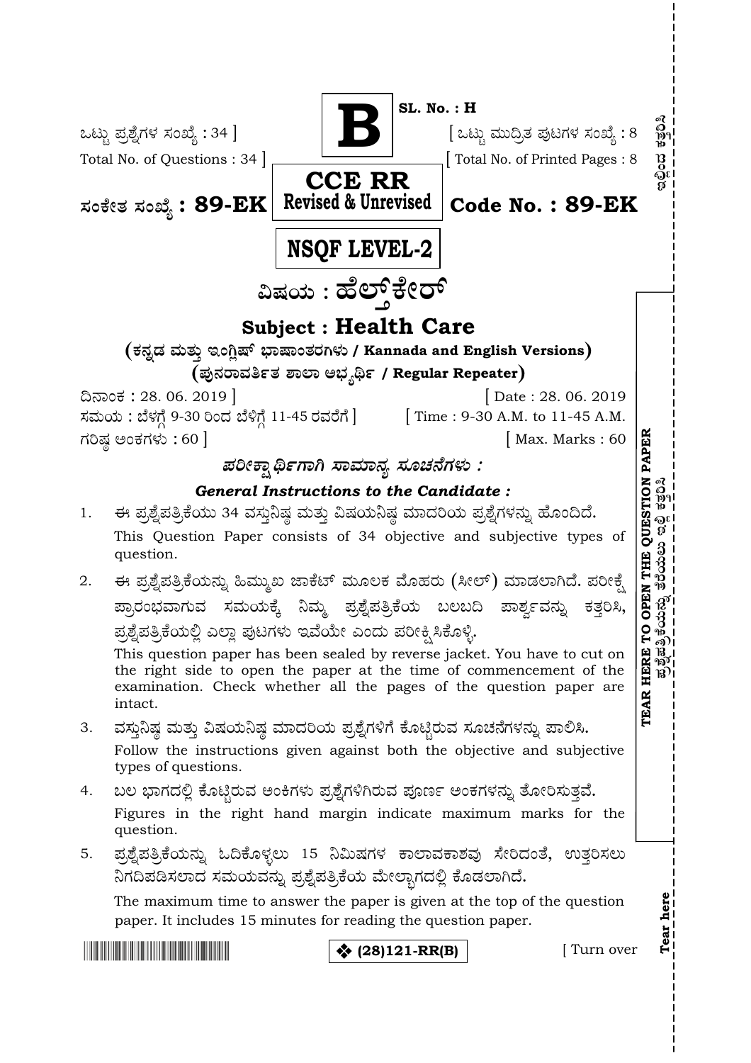**B**

**SL. No. : H**

ಒಟ್ಟು ಪ್ರಶ್ನೆಗಳ ಸಂಖ್ಯೆ : 34 ] [ ಒಟ್ಟು ಮುದ್ರಿತ ಪುಟಗಳ ಸಂಖ್ಯೆ : 8

Total No. of Questions : 34 ] [ Total No. of Printed Pages : 8

**CCE RR**
**Revised & Unrevised**

**ಸಂಕೇತ ಸಂಖ್ಯೆ : 89-EK** **Code No. : 89-EK**

**NSQF LEVEL-2**

# ವಿಷಯ : ಹೆಲ್ತ್‌ಕೇರ್

# Subject : Health Care

**( ಕನ್ನಡ ಮತ್ತು ಇಂಗ್ಲಿಷ್ ಭಾಷಾಂತರಗಳು / Kannada and English Versions )**

**( ಪುನರಾವರ್ತಿತ ಶಾಲಾ ಅಭ್ಯರ್ಥಿ / Regular Repeater )**

ದಿನಾಂಕ : 28. 06. 2019 ] [ Date : 28. 06. 2019

ಸಮಯ : ಬೆಳಗ್ಗೆ 9-30 ರಿಂದ ಬೆಳಿಗ್ಗೆ 11-45 ರವರೆಗೆ ] [ Time : 9-30 A.M. to 11-45 A.M.

ಗರಿಷ್ಠ ಅಂಕಗಳು : 60 ] [ Max. Marks : 60

### *ಪರೀಕ್ಷಾರ್ಥಿಗಾಗಿ ಸಾಮಾನ್ಯ ಸೂಚನೆಗಳು :*

### *General Instructions to the Candidate :*

1. ಈ ಪ್ರಶ್ನೆಪತ್ರಿಕೆಯು 34 ವಸ್ತುನಿಷ್ಠ ಮತ್ತು ವಿಷಯನಿಷ್ಠ ಮಾದರಿಯ ಪ್ರಶ್ನೆಗಳನ್ನು ಹೊಂದಿದೆ.
   This Question Paper consists of 34 objective and subjective types of question.

2. ಈ ಪ್ರಶ್ನೆಪತ್ರಿಕೆಯನ್ನು ಹಿಮ್ಮುಖ ಜಾಕೆಟ್ ಮೂಲಕ ಮೊಹರು (ಸೀಲ್) ಮಾಡಲಾಗಿದೆ. ಪರೀಕ್ಷೆ ಪ್ರಾರಂಭವಾಗುವ ಸಮಯಕ್ಕೆ ನಿಮ್ಮ ಪ್ರಶ್ನೆಪತ್ರಿಕೆಯ ಬಲಬದಿ ಪಾರ್ಶ್ವವನ್ನು ಕತ್ತರಿಸಿ, ಪ್ರಶ್ನೆಪತ್ರಿಕೆಯಲ್ಲಿ ಎಲ್ಲಾ ಪುಟಗಳು ಇವೆಯೇ ಎಂದು ಪರೀಕ್ಷಿಸಿಕೊಳ್ಳಿ.
   This question paper has been sealed by reverse jacket. You have to cut on the right side to open the paper at the time of commencement of the examination. Check whether all the pages of the question paper are intact.

3. ವಸ್ತುನಿಷ್ಠ ಮತ್ತು ವಿಷಯನಿಷ್ಠ ಮಾದರಿಯ ಪ್ರಶ್ನೆಗಳಿಗೆ ಕೊಟ್ಟಿರುವ ಸೂಚನೆಗಳನ್ನು ಪಾಲಿಸಿ.
   Follow the instructions given against both the objective and subjective types of questions.

4. ಬಲ ಭಾಗದಲ್ಲಿ ಕೊಟ್ಟಿರುವ ಅಂಕಿಗಳು ಪ್ರಶ್ನೆಗಳಿಗಿರುವ ಪೂರ್ಣ ಅಂಕಗಳನ್ನು ತೋರಿಸುತ್ತವೆ.
   Figures in the right hand margin indicate maximum marks for the question.

5. ಪ್ರಶ್ನೆಪತ್ರಿಕೆಯನ್ನು ಓದಿಕೊಳ್ಳಲು 15 ನಿಮಿಷಗಳ ಕಾಲಾವಕಾಶವು ಸೇರಿದಂತೆ, ಉತ್ತರಿಸಲು ನಿಗದಿಪಡಿಸಲಾದ ಸಮಯವನ್ನು ಪ್ರಶ್ನೆಪತ್ರಿಕೆಯ ಮೇಲ್ಭಾಗದಲ್ಲಿ ಕೊಡಲಾಗಿದೆ.
   The maximum time to answer the paper is given at the top of the question paper. It includes 15 minutes for reading the question paper.

**TEAR HERE TO OPEN THE QUESTION PAPER** / ಪ್ರಶ್ನೆಪತ್ರಿಕೆಯನ್ನು ತೆರೆಯಲು ಇಲ್ಲಿ ಕತ್ತರಿಸಿ

❖ (28)121-RR(B) [ Turn over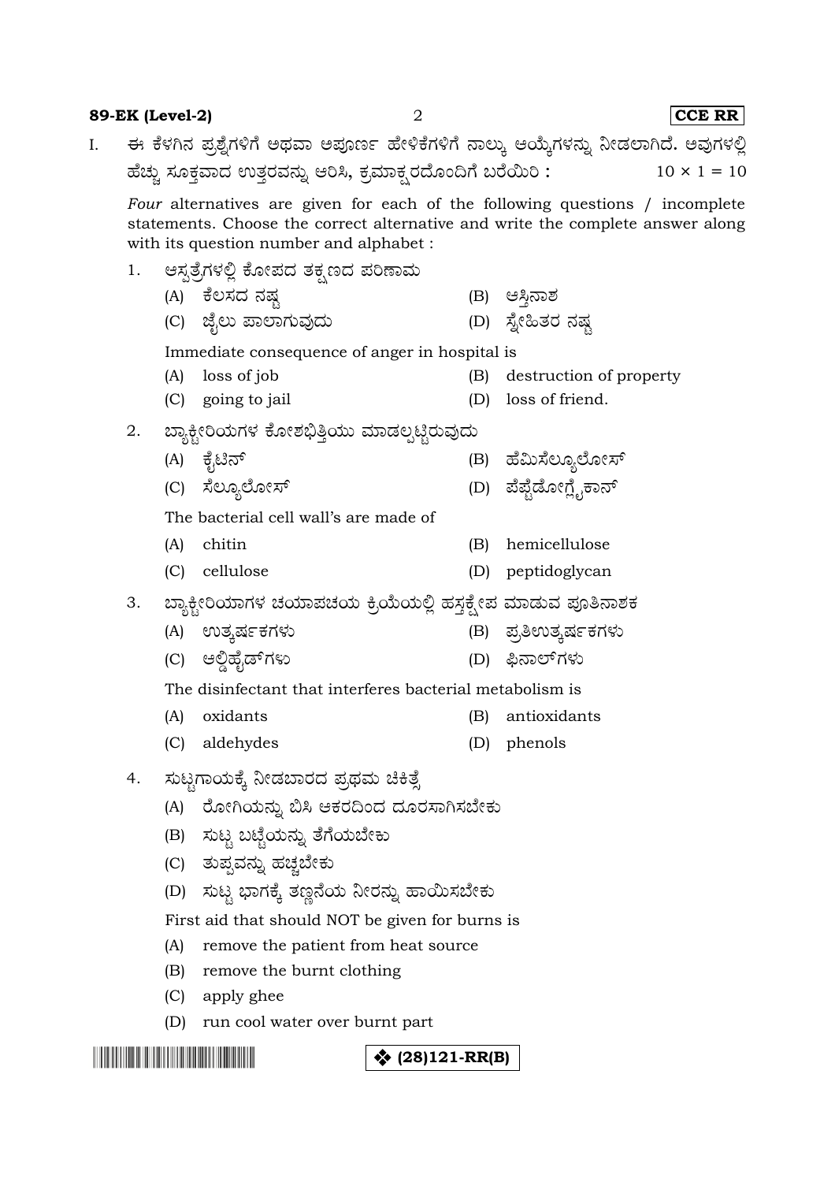I. ಈ ಕೆಳಗಿನ ಪ್ರಶ್ನೆಗಳಿಗೆ ಅಥವಾ ಅಪೂರ್ಣ ಹೇಳಿಕೆಗಳಿಗೆ ನಾಲ್ಕು ಆಯ್ಕೆಗಳನ್ನು ನೀಡಲಾಗಿದೆ. ಅವುಗಳಲ್ಲಿ ಹೆಚ್ಚು ಸೂಕ್ತವಾದ ಉತ್ತರವನ್ನು ಆರಿಸಿ, ಕ್ರಮಾಕ್ಷರದೊಂದಿಗೆ ಬರೆಯಿರಿ : $10 \times 1 = 10$

*Four* alternatives are given for each of the following questions / incomplete statements. Choose the correct alternative and write the complete answer along with its question number and alphabet :

1. ಆಸ್ಪತ್ರೆಗಳಲ್ಲಿ ಕೋಪದ ತಕ್ಷಣದ ಪರಿಣಾಮ

   (A) ಕೆಲಸದ ನಷ್ಟ (B) ಆಸ್ತಿನಾಶ
   (C) ಜೈಲು ಪಾಲಾಗುವುದು (D) ಸ್ನೇಹಿತರ ನಷ್ಟ

   Immediate consequence of anger in hospital is

   (A) loss of job (B) destruction of property
   (C) going to jail (D) loss of friend.

2. ಬ್ಯಾಕ್ಟೀರಿಯಗಳ ಕೋಶಭಿತ್ತಿಯು ಮಾಡಲ್ಪಟ್ಟಿರುವುದು

   (A) ಕೈಟಿನ್ (B) ಹೆಮಿಸೆಲ್ಯುಲೋಸ್
   (C) ಸೆಲ್ಯುಲೋಸ್ (D) ಪೆಪ್ಟೆಡೋಗ್ಲೈಕಾನ್

   The bacterial cell wall's are made of

   (A) chitin (B) hemicellulose
   (C) cellulose (D) peptidoglycan

3. ಬ್ಯಾಕ್ಟೀರಿಯಾಗಳ ಚಯಾಪಚಯ ಕ್ರಿಯೆಯಲ್ಲಿ ಹಸ್ತಕ್ಷೇಪ ಮಾಡುವ ಪೂತಿನಾಶಕ

   (A) ಉತ್ಕರ್ಷಕಗಳು (B) ಪ್ರತಿಉತ್ಕರ್ಷಕಗಳು
   (C) ಆಲ್ಡಿಹೈಡ್‌ಗಳು (D) ಫಿನಾಲ್‌ಗಳು

   The disinfectant that interferes bacterial metabolism is

   (A) oxidants (B) antioxidants
   (C) aldehydes (D) phenols

4. ಸುಟ್ಟಗಾಯಕ್ಕೆ ನೀಡಬಾರದ ಪ್ರಥಮ ಚಿಕಿತ್ಸೆ

   (A) ರೋಗಿಯನ್ನು ಬಿಸಿ ಆಕರದಿಂದ ದೂರಸಾಗಿಸಬೇಕು
   (B) ಸುಟ್ಟ ಬಟ್ಟೆಯನ್ನು ತೆಗೆಯಬೇಕು
   (C) ತುಪ್ಪವನ್ನು ಹಚ್ಚಬೇಕು
   (D) ಸುಟ್ಟ ಭಾಗಕ್ಕೆ ತಣ್ಣನೆಯ ನೀರನ್ನು ಹಾಯಿಸಬೇಕು

   First aid that should NOT be given for burns is

   (A) remove the patient from heat source
   (B) remove the burnt clothing
   (C) apply ghee
   (D) run cool water over burnt part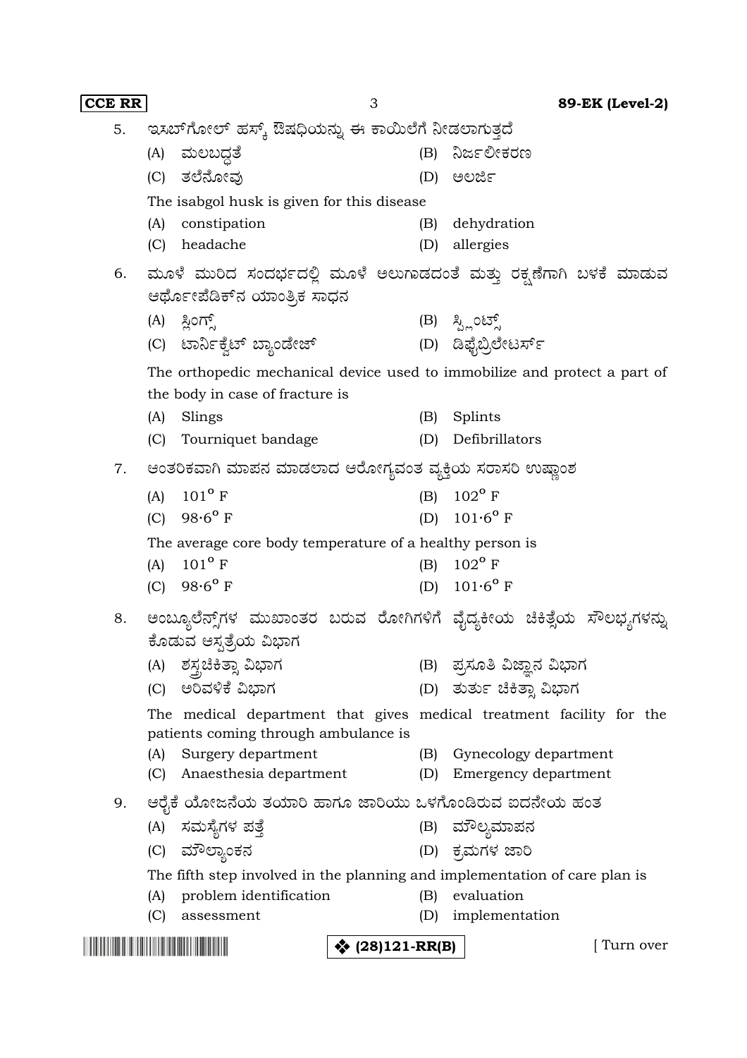5. ಇಸಬ್‌ಗೋಲ್ ಹಸ್ಕ್ ಔಷಧಿಯನ್ನು ಈ ಕಾಯಿಲೆಗೆ ನೀಡಲಾಗುತ್ತದೆ

   (A) ಮಲಬದ್ಧತೆ (B) ನಿರ್ಜಲೀಕರಣ

   (C) ತಲೆನೋವು (D) ಅಲರ್ಜಿ

   The isabgol husk is given for this disease

   (A) constipation (B) dehydration

   (C) headache (D) allergies

6. ಮೂಳೆ ಮುರಿದ ಸಂದರ್ಭದಲ್ಲಿ ಮೂಳೆ ಅಲುಗಾಡದಂತೆ ಮತ್ತು ರಕ್ಷಣೆಗಾಗಿ ಬಳಕೆ ಮಾಡುವ ಆರ್ಥೋಪೆಡಿಕ್‌ನ ಯಾಂತ್ರಿಕ ಸಾಧನ

   (A) ಸ್ಲಿಂಗ್ಸ್ (B) ಸ್ಪ್ಲಿಂಟ್ಸ್

   (C) ಟಾರ್ನಿಕ್ವೆಟ್ ಬ್ಯಾಂಡೇಜ್ (D) ಡಿಫೈಬ್ರಿಲೇಟರ್ಸ್

   The orthopedic mechanical device used to immobilize and protect a part of the body in case of fracture is

   (A) Slings (B) Splints

   (C) Tourniquet bandage (D) Defibrillators

7. ಆಂತರಿಕವಾಗಿ ಮಾಪನ ಮಾಡಲಾದ ಆರೋಗ್ಯವಂತ ವ್ಯಕ್ತಿಯ ಸರಾಸರಿ ಉಷ್ಣಾಂಶ

   (A) $101^{\circ}$ F (B) $102^{\circ}$ F

   (C) $98{\cdot}6^{\circ}$ F (D) $101{\cdot}6^{\circ}$ F

   The average core body temperature of a healthy person is

   (A) $101^{\circ}$ F (B) $102^{\circ}$ F

   (C) $98{\cdot}6^{\circ}$ F (D) $101{\cdot}6^{\circ}$ F

8. ಅಂಬ್ಯೂಲೆನ್ಸ್‌ಗಳ ಮುಖಾಂತರ ಬರುವ ರೋಗಿಗಳಿಗೆ ವೈದ್ಯಕೀಯ ಚಿಕಿತ್ಸೆಯ ಸೌಲಭ್ಯಗಳನ್ನು ಕೊಡುವ ಆಸ್ಪತ್ರೆಯ ವಿಭಾಗ

   (A) ಶಸ್ತ್ರಚಿಕಿತ್ಸಾ ವಿಭಾಗ (B) ಪ್ರಸೂತಿ ವಿಜ್ಞಾನ ವಿಭಾಗ

   (C) ಅರಿವಳಿಕೆ ವಿಭಾಗ (D) ತುರ್ತು ಚಿಕಿತ್ಸಾ ವಿಭಾಗ

   The medical department that gives medical treatment facility for the patients coming through ambulance is

   (A) Surgery department (B) Gynecology department

   (C) Anaesthesia department (D) Emergency department

9. ಆರೈಕೆ ಯೋಜನೆಯ ತಯಾರಿ ಹಾಗೂ ಜಾರಿಯು ಒಳಗೊಂಡಿರುವ ಐದನೇಯ ಹಂತ

   (A) ಸಮಸ್ಯೆಗಳ ಪತ್ತೆ (B) ಮೌಲ್ಯಮಾಪನ

   (C) ಮೌಲ್ಯಾಂಕನ (D) ಕ್ರಮಗಳ ಜಾರಿ

   The fifth step involved in the planning and implementation of care plan is

   (A) problem identification (B) evaluation

   (C) assessment (D) implementation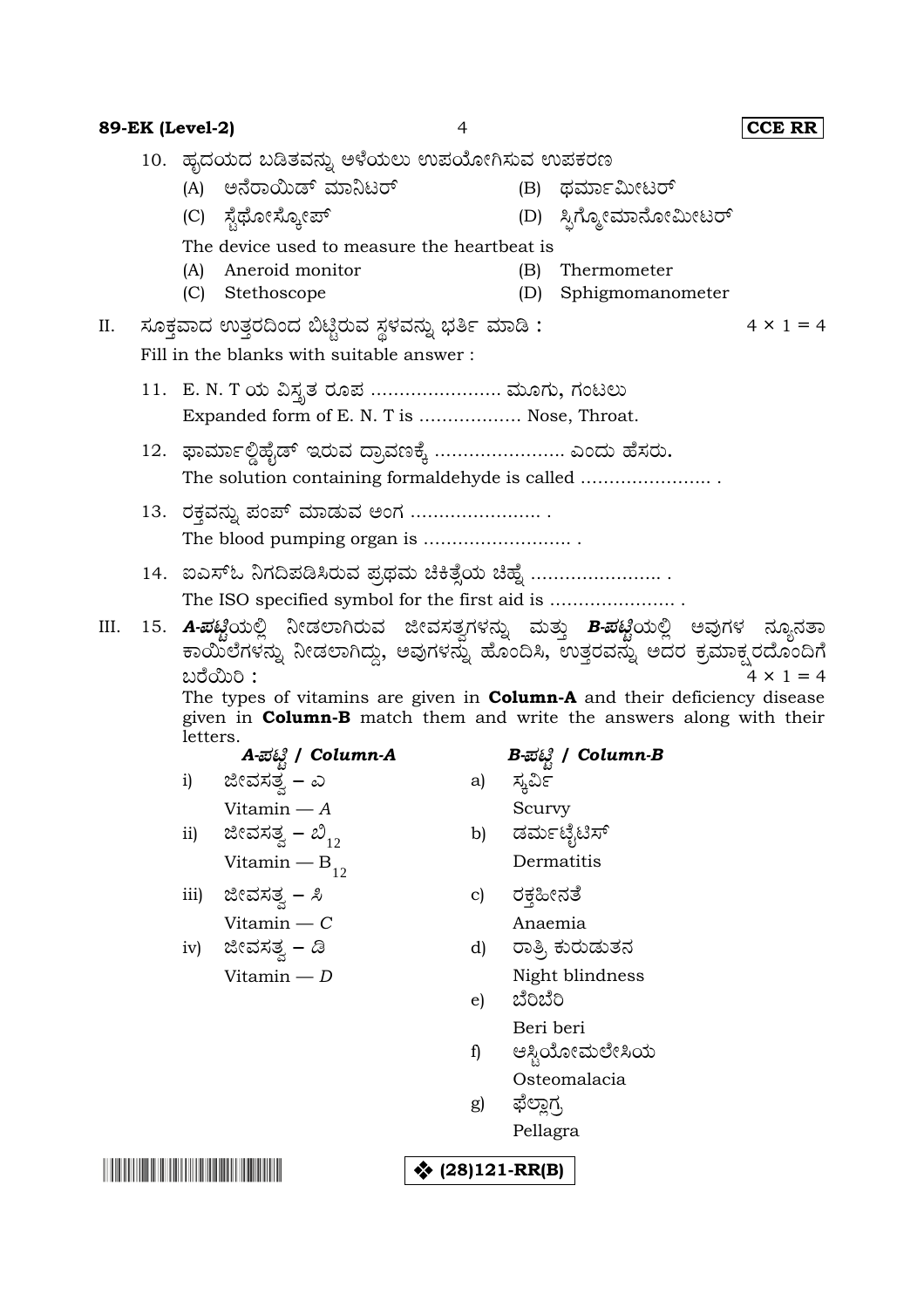10. ಹೃದಯದ ಬಡಿತವನ್ನು ಅಳೆಯಲು ಉಪಯೋಗಿಸುವ ಉಪಕರಣ

    (A) ಅನೆರಾಯಿಡ್ ಮಾನಿಟರ್ (B) ಥರ್ಮಾಮೀಟರ್

    (C) ಸ್ಟೆಥೋಸ್ಕೋಪ್ (D) ಸ್ಫಿಗ್ಮೋಮಾನೋಮೀಟರ್

    The device used to measure the heartbeat is

    (A) Aneroid monitor (B) Thermometer

    (C) Stethoscope (D) Sphigmomanometer

II. ಸೂಕ್ತವಾದ ಉತ್ತರದಿಂದ ಬಿಟ್ಟಿರುವ ಸ್ಥಳವನ್ನು ಭರ್ತಿ ಮಾಡಿ : $4 \times 1 = 4$

Fill in the blanks with suitable answer :

11. E. N. T ಯ ವಿಸ್ತೃತ ರೂಪ ...................... ಮೂಗು, ಗಂಟಲು

    Expanded form of E. N. T is .................. Nose, Throat.

12. ಫಾರ್ಮಾಲ್ಡಿಹೈಡ್ ಇರುವ ದ್ರಾವಣಕ್ಕೆ ...................... ಎಂದು ಹೆಸರು.

    The solution containing formaldehyde is called ...................... .

13. ರಕ್ತವನ್ನು ಪಂಪ್ ಮಾಡುವ ಅಂಗ ...................... .

    The blood pumping organ is .......................... .

14. ಐಎಸ್‌ಓ ನಿಗದಿಪಡಿಸಿರುವ ಪ್ರಥಮ ಚಿಕಿತ್ಸೆಯ ಚಿಹ್ನೆ ...................... .

    The ISO specified symbol for the first aid is ...................... .

III. 15. ***A*-ಪಟ್ಟಿ**ಯಲ್ಲಿ ನೀಡಲಾಗಿರುವ ಜೀವಸತ್ವಗಳನ್ನು ಮತ್ತು ***B*-ಪಟ್ಟಿ**ಯಲ್ಲಿ ಅವುಗಳ ನ್ಯೂನತಾ ಕಾಯಿಲೆಗಳನ್ನು ನೀಡಲಾಗಿದ್ದು, ಅವುಗಳನ್ನು ಹೊಂದಿಸಿ, ಉತ್ತರವನ್ನು ಅದರ ಕ್ರಮಾಕ್ಷರದೊಂದಿಗೆ ಬರೆಯಿರಿ : $4 \times 1 = 4$

The types of vitamins are given in **Column-A** and their deficiency disease given in **Column-B** match them and write the answers along with their letters.

| *A-ಪಟ್ಟಿ / Column-A* | *B-ಪಟ್ಟಿ / Column-B* |
|---|---|
| i) ಜೀವಸತ್ವ – ಎ<br>Vitamin — *A* | a) ಸ್ಕರ್ವಿ<br>Scurvy |
| ii) ಜೀವಸತ್ವ – ಬಿ$_{12}$<br>Vitamin — $B_{12}$ | b) ಡರ್ಮಟೈಟಿಸ್<br>Dermatitis |
| iii) ಜೀವಸತ್ವ – ಸಿ<br>Vitamin — *C* | c) ರಕ್ತಹೀನತೆ<br>Anaemia |
| iv) ಜೀವಸತ್ವ – ಡಿ<br>Vitamin — *D* | d) ರಾತ್ರಿ ಕುರುಡುತನ<br>Night blindness |
| | e) ಬೆರಿಬೆರಿ<br>Beri beri |
| | f) ಆಸ್ಟಿಯೋಮಲೇಸಿಯ<br>Osteomalacia |
| | g) ಫೆಲ್ಲಾಗ್ರ<br>Pellagra |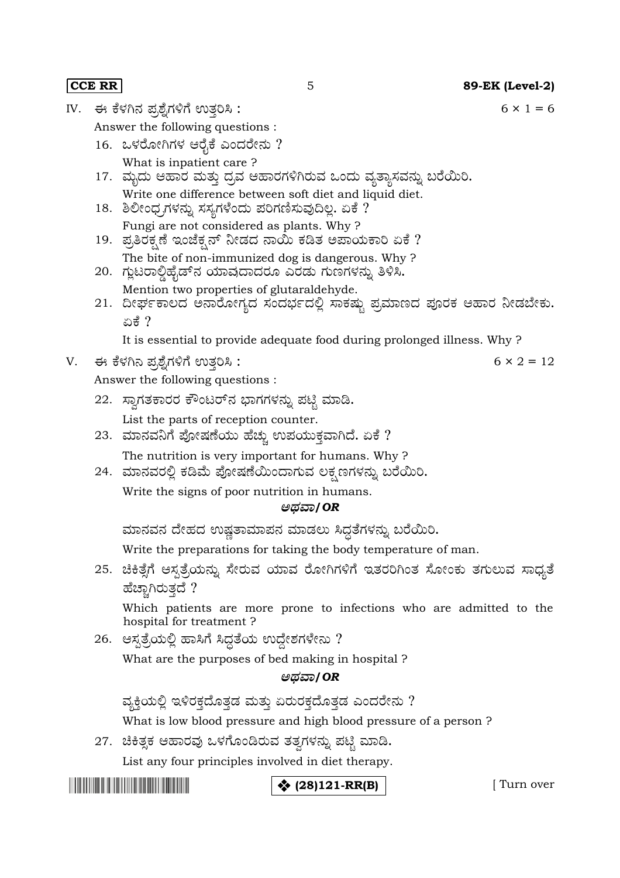IV. ಈ ಕೆಳಗಿನ ಪ್ರಶ್ನೆಗಳಿಗೆ ಉತ್ತರಿಸಿ : $6 \times 1 = 6$

Answer the following questions :

16. ಒಳರೋಗಿಗಳ ಆರೈಕೆ ಎಂದರೇನು ?

    What is inpatient care ?

17. ಮೃದು ಆಹಾರ ಮತ್ತು ದ್ರವ ಆಹಾರಗಳಿಗಿರುವ ಒಂದು ವ್ಯತ್ಯಾಸವನ್ನು ಬರೆಯಿರಿ.

    Write one difference between soft diet and liquid diet.

18. ಶಿಲೀಂಧ್ರಗಳನ್ನು ಸಸ್ಯಗಳೆಂದು ಪರಿಗಣಿಸುವುದಿಲ್ಲ. ಏಕೆ ?

    Fungi are not considered as plants. Why ?

19. ಪ್ರತಿರಕ್ಷಣೆ ಇಂಜೆಕ್ಷನ್ ನೀಡದ ನಾಯಿ ಕಡಿತ ಅಪಾಯಕಾರಿ ಏಕೆ ?

    The bite of non-immunized dog is dangerous. Why ?

20. ಗ್ಲುಟರಾಲ್ಡಿಹೈಡ್‌ನ ಯಾವುದಾದರೂ ಎರಡು ಗುಣಗಳನ್ನು ತಿಳಿಸಿ.

    Mention two properties of glutaraldehyde.

21. ದೀರ್ಘಕಾಲದ ಅನಾರೋಗ್ಯದ ಸಂದರ್ಭದಲ್ಲಿ ಸಾಕಷ್ಟು ಪ್ರಮಾಣದ ಪೂರಕ ಆಹಾರ ನೀಡಬೇಕು. ಏಕೆ ?

    It is essential to provide adequate food during prolonged illness. Why ?

V. ಈ ಕೆಳಗಿನ ಪ್ರಶ್ನೆಗಳಿಗೆ ಉತ್ತರಿಸಿ : $6 \times 2 = 12$

Answer the following questions :

22. ಸ್ವಾಗತಕಾರರ ಕೌಂಟರ್‌ನ ಭಾಗಗಳನ್ನು ಪಟ್ಟಿ ಮಾಡಿ.

    List the parts of reception counter.

23. ಮಾನವನಿಗೆ ಪೋಷಣೆಯು ಹೆಚ್ಚು ಉಪಯುಕ್ತವಾಗಿದೆ. ಏಕೆ ?

    The nutrition is very important for humans. Why ?

24. ಮಾನವರಲ್ಲಿ ಕಡಿಮೆ ಪೋಷಣೆಯಿಂದಾಗುವ ಲಕ್ಷಣಗಳನ್ನು ಬರೆಯಿರಿ.

    Write the signs of poor nutrition in humans.

    ***ಅಥವಾ / OR***

    ಮಾನವನ ದೇಹದ ಉಷ್ಣತಾಮಾಪನ ಮಾಡಲು ಸಿದ್ಧತೆಗಳನ್ನು ಬರೆಯಿರಿ.

    Write the preparations for taking the body temperature of man.

25. ಚಿಕಿತ್ಸೆಗೆ ಆಸ್ಪತ್ರೆಯನ್ನು ಸೇರುವ ಯಾವ ರೋಗಿಗಳಿಗೆ ಇತರರಿಗಿಂತ ಸೋಂಕು ತಗುಲುವ ಸಾಧ್ಯತೆ ಹೆಚ್ಚಾಗಿರುತ್ತದೆ ?

    Which patients are more prone to infections who are admitted to the hospital for treatment ?

26. ಆಸ್ಪತ್ರೆಯಲ್ಲಿ ಹಾಸಿಗೆ ಸಿದ್ಧತೆಯ ಉದ್ದೇಶಗಳೇನು ?

    What are the purposes of bed making in hospital ?

    ***ಅಥವಾ / OR***

    ವ್ಯಕ್ತಿಯಲ್ಲಿ ಇಳಿರಕ್ತದೊತ್ತಡ ಮತ್ತು ಏರುರಕ್ತದೊತ್ತಡ ಎಂದರೇನು ?

    What is low blood pressure and high blood pressure of a person ?

27. ಚಿಕಿತ್ಸಕ ಆಹಾರವು ಒಳಗೊಂಡಿರುವ ತತ್ವಗಳನ್ನು ಪಟ್ಟಿ ಮಾಡಿ.

    List any four principles involved in diet therapy.

[ Turn over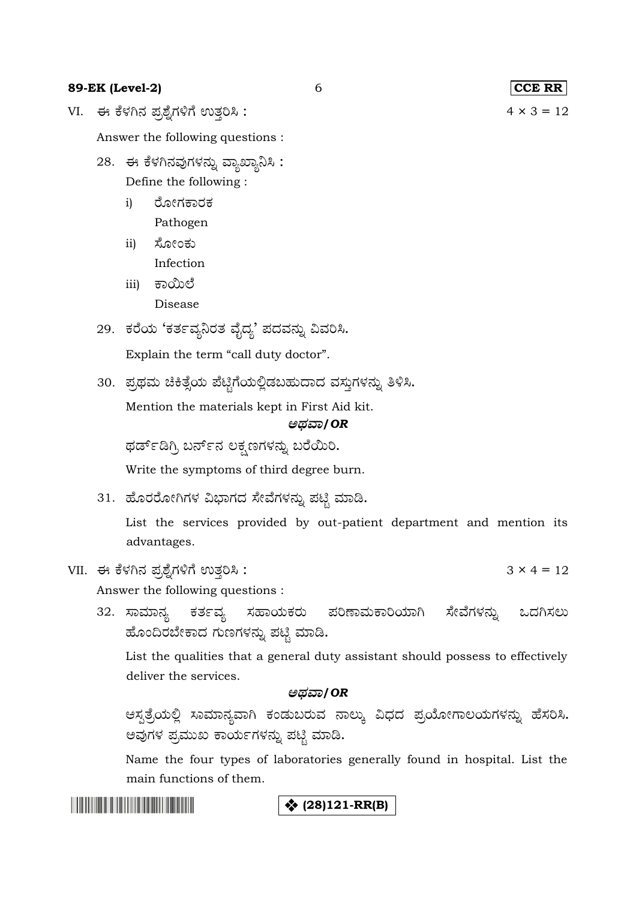VI. ಈ ಕೆಳಗಿನ ಪ್ರಶ್ನೆಗಳಿಗೆ ಉತ್ತರಿಸಿ : $4 \times 3 = 12$

Answer the following questions :

28. ಈ ಕೆಳಗಿನವುಗಳನ್ನು ವ್ಯಾಖ್ಯಾನಿಸಿ :

    Define the following :

    i) ರೋಗಕಾರಕ

       Pathogen

    ii) ಸೋಂಕು

       Infection

    iii) ಕಾಯಿಲೆ

       Disease

29. ಕರೆಯ 'ಕರ್ತವ್ಯನಿರತ ವೈದ್ಯ' ಪದವನ್ನು ವಿವರಿಸಿ.

    Explain the term "call duty doctor".

30. ಪ್ರಥಮ ಚಿಕಿತ್ಸೆಯ ಪೆಟ್ಟಿಗೆಯಲ್ಲಿಡಬಹುದಾದ ವಸ್ತುಗಳನ್ನು ತಿಳಿಸಿ.

    Mention the materials kept in First Aid kit.

    ***ಅಥವಾ / OR***

    ಥರ್ಡ್‌ಡಿಗ್ರಿ ಬರ್ನ್‌ನ ಲಕ್ಷಣಗಳನ್ನು ಬರೆಯಿರಿ.

    Write the symptoms of third degree burn.

31. ಹೊರರೋಗಿಗಳ ವಿಭಾಗದ ಸೇವೆಗಳನ್ನು ಪಟ್ಟಿ ಮಾಡಿ.

    List the services provided by out-patient department and mention its advantages.

VII. ಈ ಕೆಳಗಿನ ಪ್ರಶ್ನೆಗಳಿಗೆ ಉತ್ತರಿಸಿ : $3 \times 4 = 12$

Answer the following questions :

32. ಸಾಮಾನ್ಯ ಕರ್ತವ್ಯ ಸಹಾಯಕರು ಪರಿಣಾಮಕಾರಿಯಾಗಿ ಸೇವೆಗಳನ್ನು ಒದಗಿಸಲು ಹೊಂದಿರಬೇಕಾದ ಗುಣಗಳನ್ನು ಪಟ್ಟಿ ಮಾಡಿ.

    List the qualities that a general duty assistant should possess to effectively deliver the services.

    ***ಅಥವಾ / OR***

    ಆಸ್ಪತ್ರೆಯಲ್ಲಿ ಸಾಮಾನ್ಯವಾಗಿ ಕಂಡುಬರುವ ನಾಲ್ಕು ವಿಧದ ಪ್ರಯೋಗಾಲಯಗಳನ್ನು ಹೆಸರಿಸಿ. ಅವುಗಳ ಪ್ರಮುಖ ಕಾರ್ಯಗಳನ್ನು ಪಟ್ಟಿ ಮಾಡಿ.

    Name the four types of laboratories generally found in hospital. List the main functions of them.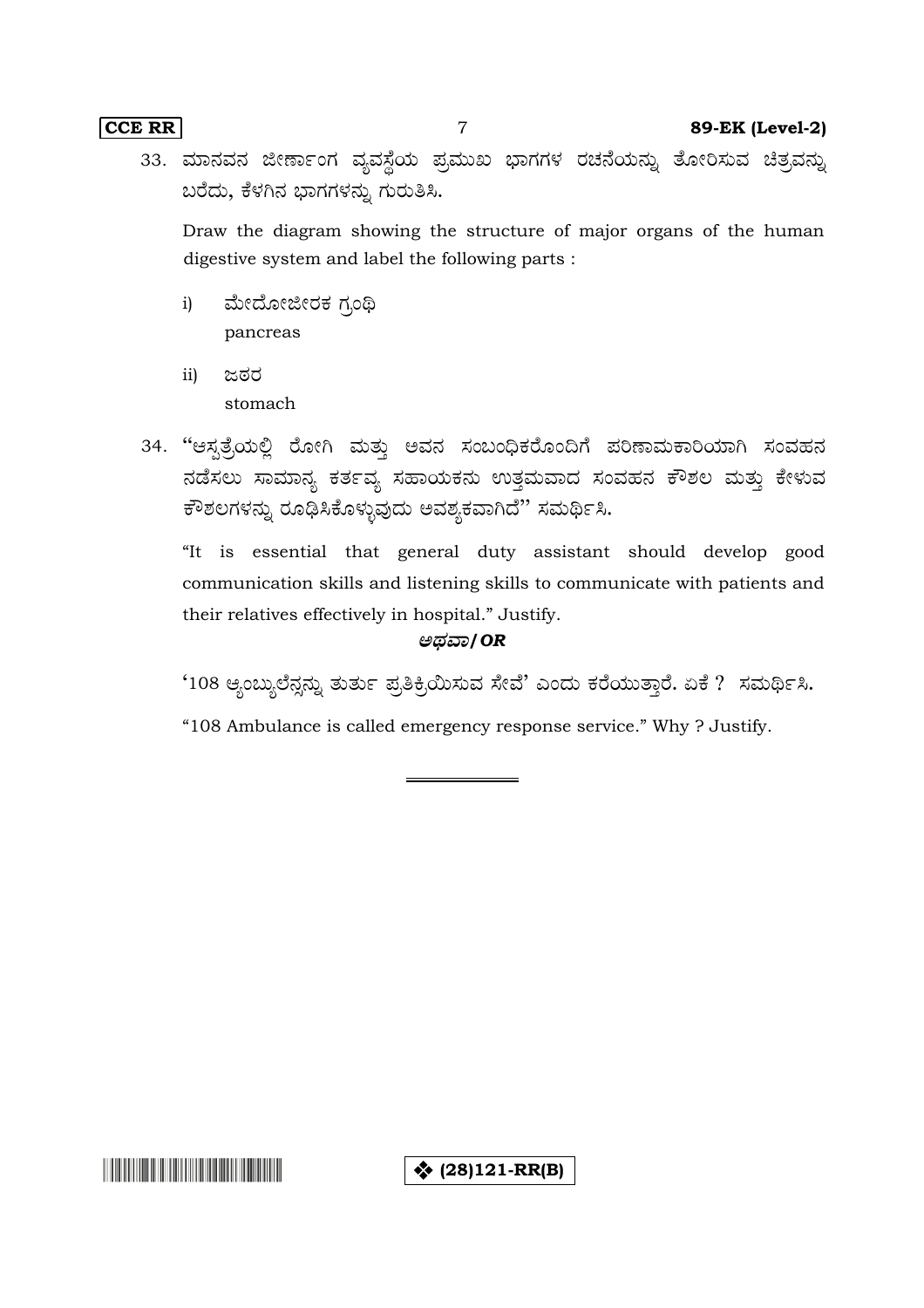33. ಮಾನವನ ಜೀರ್ಣಾಂಗ ವ್ಯವಸ್ಥೆಯ ಪ್ರಮುಖ ಭಾಗಗಳ ರಚನೆಯನ್ನು ತೋರಿಸುವ ಚಿತ್ರವನ್ನು ಬರೆದು, ಕೆಳಗಿನ ಭಾಗಗಳನ್ನು ಗುರುತಿಸಿ.

Draw the diagram showing the structure of major organs of the human digestive system and label the following parts :

i) ಮೇದೋಜೀರಕ ಗ್ರಂಥಿ
pancreas

ii) ಜಠರ
stomach

34. "ಆಸ್ಪತ್ರೆಯಲ್ಲಿ ರೋಗಿ ಮತ್ತು ಅವನ ಸಂಬಂಧಿಕರೊಂದಿಗೆ ಪರಿಣಾಮಕಾರಿಯಾಗಿ ಸಂವಹನ ನಡೆಸಲು ಸಾಮಾನ್ಯ ಕರ್ತವ್ಯ ಸಹಾಯಕನು ಉತ್ತಮವಾದ ಸಂವಹನ ಕೌಶಲ ಮತ್ತು ಕೇಳುವ ಕೌಶಲಗಳನ್ನು ರೂಢಿಸಿಕೊಳ್ಳುವುದು ಅವಶ್ಯಕವಾಗಿದೆ" ಸಮರ್ಥಿಸಿ.

"It is essential that general duty assistant should develop good communication skills and listening skills to communicate with patients and their relatives effectively in hospital." Justify.

***ಅಥವಾ/OR***

'108 ಆ್ಯಂಬ್ಯುಲೆನ್ಸನ್ನು ತುರ್ತು ಪ್ರತಿಕ್ರಿಯಿಸುವ ಸೇವೆ' ಎಂದು ಕರೆಯುತ್ತಾರೆ. ಏಕೆ ? ಸಮರ್ಥಿಸಿ.

"108 Ambulance is called emergency response service." Why ? Justify.